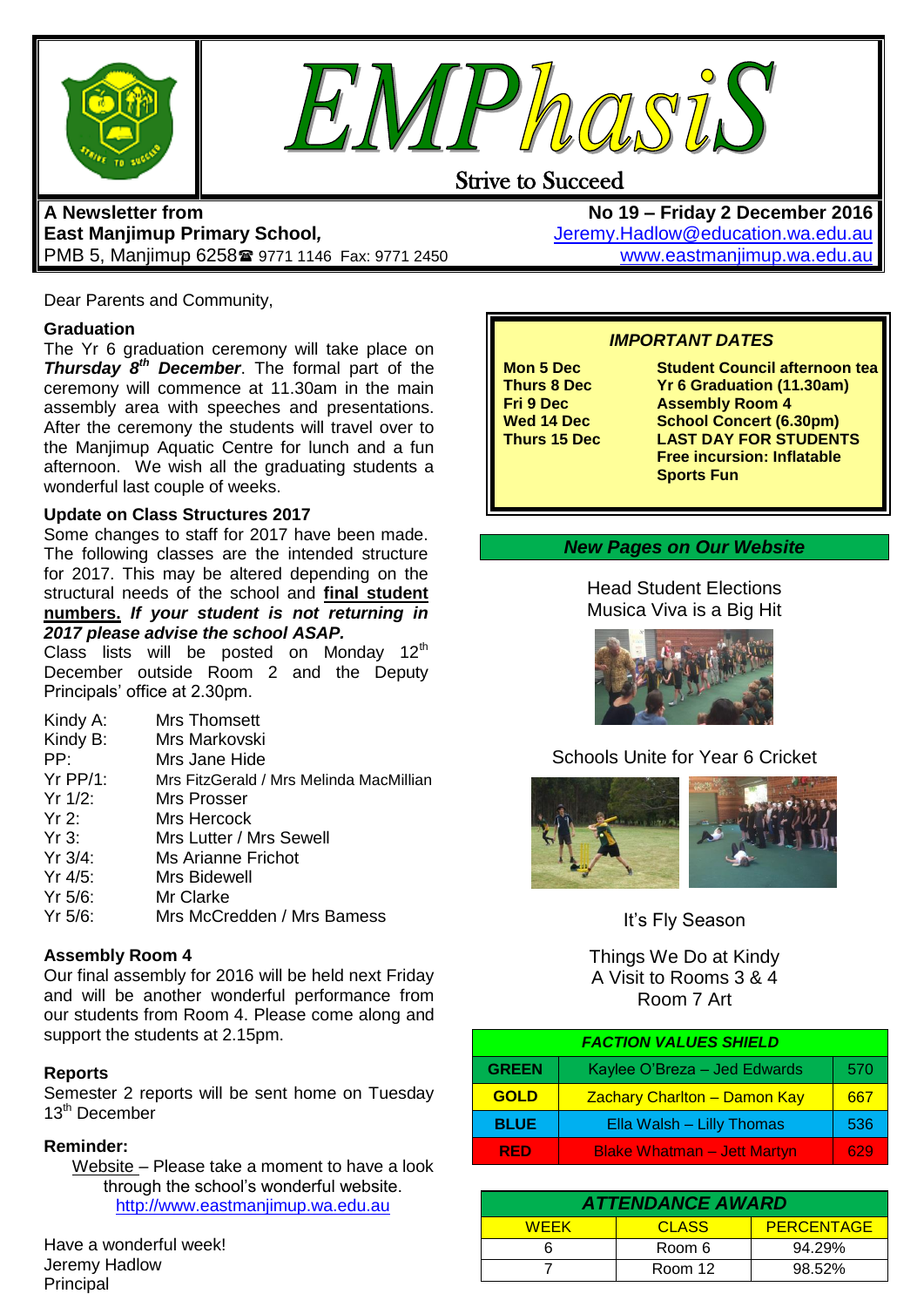# EMPhasiS

Strive to Succeed

**A Newsletter from**
**East Manjimup Primary School,**
PMB 5, Manjimup 6258 ☎ 9771 1146 Fax: 9771 2450

**No 19 – Friday 2 December 2016**
Jeremy.Hadlow@education.wa.edu.au
www.eastmanjimup.wa.edu.au

Dear Parents and Community,

**Graduation**

The Yr 6 graduation ceremony will take place on ***Thursday 8th December***. The formal part of the ceremony will commence at 11.30am in the main assembly area with speeches and presentations. After the ceremony the students will travel over to the Manjimup Aquatic Centre for lunch and a fun afternoon. We wish all the graduating students a wonderful last couple of weeks.

**Update on Class Structures 2017**

Some changes to staff for 2017 have been made. The following classes are the intended structure for 2017. This may be altered depending on the structural needs of the school and **final student numbers.** ***If your student is not returning in 2017 please advise the school ASAP.***

Class lists will be posted on Monday 12th December outside Room 2 and the Deputy Principals' office at 2.30pm.

| | |
|---|---|
| Kindy A: | Mrs Thomsett |
| Kindy B: | Mrs Markovski |
| PP: | Mrs Jane Hide |
| Yr PP/1: | Mrs FitzGerald / Mrs Melinda MacMillian |
| Yr 1/2: | Mrs Prosser |
| Yr 2: | Mrs Hercock |
| Yr 3: | Mrs Lutter / Mrs Sewell |
| Yr 3/4: | Ms Arianne Frichot |
| Yr 4/5: | Mrs Bidewell |
| Yr 5/6: | Mr Clarke |
| Yr 5/6: | Mrs McCredden / Mrs Bamess |

**Assembly Room 4**

Our final assembly for 2016 will be held next Friday and will be another wonderful performance from our students from Room 4. Please come along and support the students at 2.15pm.

**Reports**

Semester 2 reports will be sent home on Tuesday 13th December

**Reminder:**

Website – Please take a moment to have a look through the school's wonderful website.
http://www.eastmanjimup.wa.edu.au

Have a wonderful week!
Jeremy Hadlow
Principal

***IMPORTANT DATES***

| | |
|---|---|
| **Mon 5 Dec** | **Student Council afternoon tea** |
| **Thurs 8 Dec** | **Yr 6 Graduation (11.30am)** |
| **Fri 9 Dec** | **Assembly Room 4** |
| **Wed 14 Dec** | **School Concert (6.30pm)** |
| **Thurs 15 Dec** | **LAST DAY FOR STUDENTS** |
| | **Free incursion: Inflatable Sports Fun** |

***New Pages on Our Website***

Head Student Elections
Musica Viva is a Big Hit

Schools Unite for Year 6 Cricket

It's Fly Season

Things We Do at Kindy
A Visit to Rooms 3 & 4
Room 7 Art

| ***FACTION VALUES SHIELD*** | | |
|---|---|---|
| **GREEN** | Kaylee O'Breza – Jed Edwards | 570 |
| **GOLD** | Zachary Charlton – Damon Kay | 667 |
| **BLUE** | Ella Walsh – Lilly Thomas | 536 |
| **RED** | Blake Whatman – Jett Martyn | 629 |

| ***ATTENDANCE AWARD*** | | |
|---|---|---|
| WEEK | CLASS | PERCENTAGE |
| 6 | Room 6 | 94.29% |
| 7 | Room 12 | 98.52% |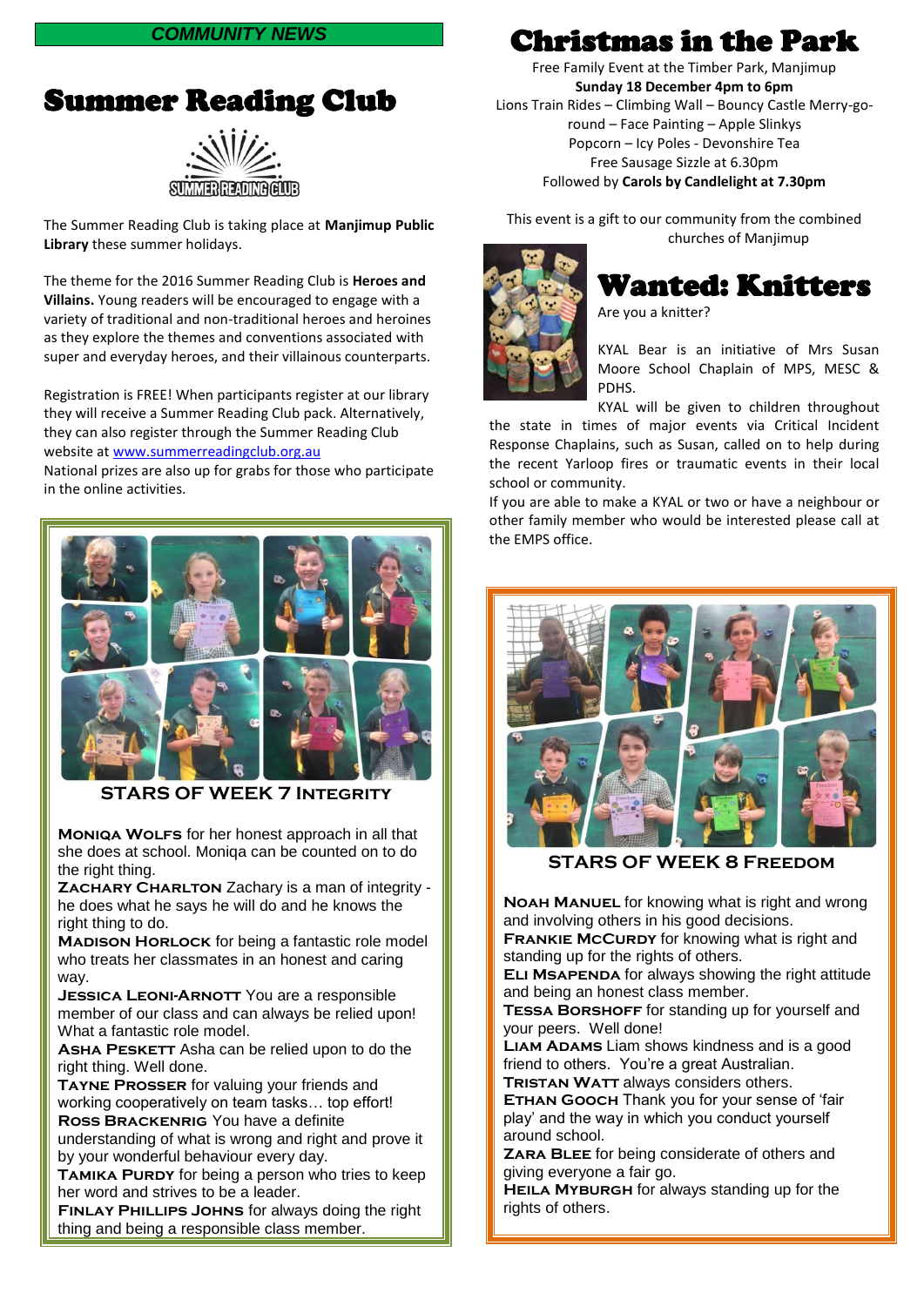*COMMUNITY NEWS*

# Summer Reading Club

SUMMER READING CLUB

The Summer Reading Club is taking place at **Manjimup Public Library** these summer holidays.

The theme for the 2016 Summer Reading Club is **Heroes and Villains.** Young readers will be encouraged to engage with a variety of traditional and non-traditional heroes and heroines as they explore the themes and conventions associated with super and everyday heroes, and their villainous counterparts.

Registration is FREE! When participants register at our library they will receive a Summer Reading Club pack. Alternatively, they can also register through the Summer Reading Club website at www.summerreadingclub.org.au
National prizes are also up for grabs for those who participate in the online activities.

## STARS OF WEEK 7 INTEGRITY

**MONIQA WOLFS** for her honest approach in all that she does at school. Moniqa can be counted on to do the right thing.
**ZACHARY CHARLTON** Zachary is a man of integrity - he does what he says he will do and he knows the right thing to do.
**MADISON HORLOCK** for being a fantastic role model who treats her classmates in an honest and caring way.
**JESSICA LEONI-ARNOTT** You are a responsible member of our class and can always be relied upon! What a fantastic role model.
**ASHA PESKETT** Asha can be relied upon to do the right thing. Well done.
**TAYNE PROSSER** for valuing your friends and working cooperatively on team tasks… top effort!
**ROSS BRACKENRIG** You have a definite understanding of what is wrong and right and prove it by your wonderful behaviour every day.
**TAMIKA PURDY** for being a person who tries to keep her word and strives to be a leader.
**FINLAY PHILLIPS JOHNS** for always doing the right thing and being a responsible class member.

# Christmas in the Park

Free Family Event at the Timber Park, Manjimup
**Sunday 18 December 4pm to 6pm**
Lions Train Rides – Climbing Wall – Bouncy Castle Merry-go-round – Face Painting – Apple Slinkys
Popcorn – Icy Poles - Devonshire Tea
Free Sausage Sizzle at 6.30pm
Followed by **Carols by Candlelight at 7.30pm**

This event is a gift to our community from the combined churches of Manjimup

# Wanted: Knitters

Are you a knitter?

KYAL Bear is an initiative of Mrs Susan Moore School Chaplain of MPS, MESC & PDHS.
KYAL will be given to children throughout the state in times of major events via Critical Incident Response Chaplains, such as Susan, called on to help during the recent Yarloop fires or traumatic events in their local school or community.
If you are able to make a KYAL or two or have a neighbour or other family member who would be interested please call at the EMPS office.

## STARS OF WEEK 8 FREEDOM

**NOAH MANUEL** for knowing what is right and wrong and involving others in his good decisions.
**FRANKIE MCCURDY** for knowing what is right and standing up for the rights of others.
**ELI MSAPENDA** for always showing the right attitude and being an honest class member.
**TESSA BORSHOFF** for standing up for yourself and your peers. Well done!
**LIAM ADAMS** Liam shows kindness and is a good friend to others. You're a great Australian.
**TRISTAN WATT** always considers others.
**ETHAN GOOCH** Thank you for your sense of 'fair play' and the way in which you conduct yourself around school.
**ZARA BLEE** for being considerate of others and giving everyone a fair go.
**HEILA MYBURGH** for always standing up for the rights of others.